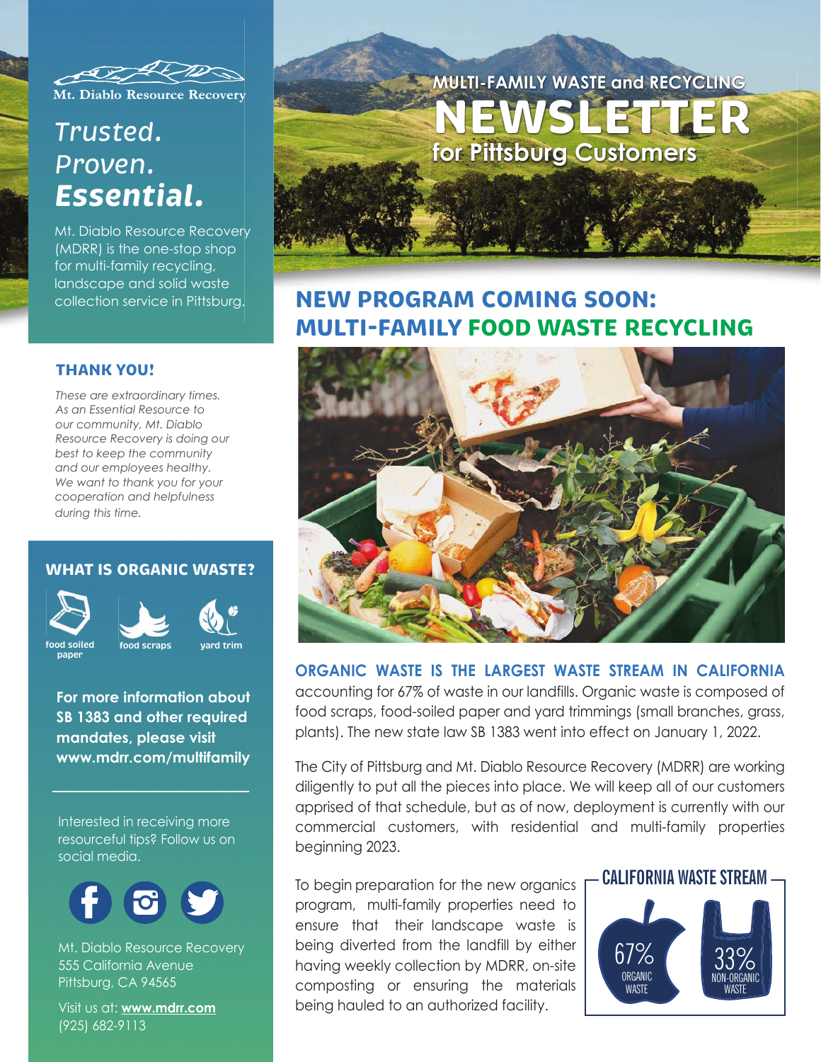# MULTI-FAMILY WASTE and RECYCLING NEWSLETTER for Pittsburg Customers

Mt. Diablo Resource Recovery

*Trusted.*
*Proven.*
***Essential.***

Mt. Diablo Resource Recovery (MDRR) is the one-stop shop for multi-family recycling, landscape and solid waste collection service in Pittsburg.

### THANK YOU!

*These are extraordinary times. As an Essential Resource to our community, Mt. Diablo Resource Recovery is doing our best to keep the community and our employees healthy. We want to thank you for your cooperation and helpfulness during this time.*

### WHAT IS ORGANIC WASTE?

- food soiled paper
- food scraps
- yard trim

**For more information about SB 1383 and other required mandates, please visit www.mdrr.com/multifamily**

Interested in receiving more resourceful tips? Follow us on social media.

Mt. Diablo Resource Recovery
555 California Avenue
Pittsburg, CA 94565

Visit us at: **www.mdrr.com**
(925) 682-9113

## NEW PROGRAM COMING SOON: MULTI-FAMILY FOOD WASTE RECYCLING

**ORGANIC WASTE IS THE LARGEST WASTE STREAM IN CALIFORNIA** accounting for 67% of waste in our landfills. Organic waste is composed of food scraps, food-soiled paper and yard trimmings (small branches, grass, plants). The new state law SB 1383 went into effect on January 1, 2022.

The City of Pittsburg and Mt. Diablo Resource Recovery (MDRR) are working diligently to put all the pieces into place. We will keep all of our customers apprised of that schedule, but as of now, deployment is currently with our commercial customers, with residential and multi-family properties beginning 2023.

To begin preparation for the new organics program, multi-family properties need to ensure that their landscape waste is being diverted from the landfill by either having weekly collection by MDRR, on-site composting or ensuring the materials being hauled to an authorized facility.

### CALIFORNIA WASTE STREAM

- 67% ORGANIC WASTE
- 33% NON-ORGANIC WASTE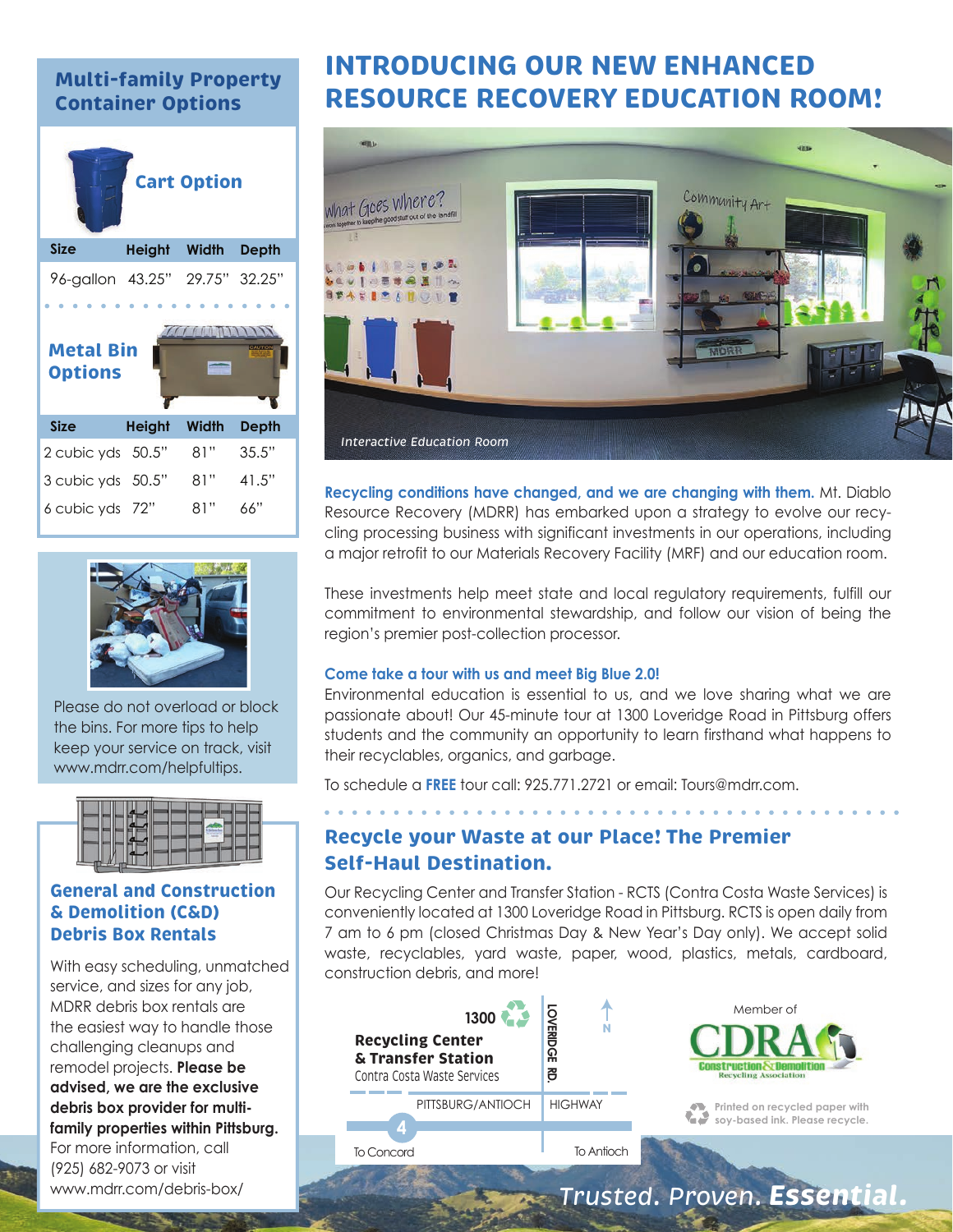## Multi-family Property Container Options

### Cart Option

| Size | Height | Width | Depth |
|---|---|---|---|
| 96-gallon | 43.25" | 29.75" | 32.25" |

### Metal Bin Options

| Size | Height | Width | Depth |
|---|---|---|---|
| 2 cubic yds | 50.5" | 81" | 35.5" |
| 3 cubic yds | 50.5" | 81" | 41.5" |
| 6 cubic yds | 72" | 81" | 66" |

Please do not overload or block the bins. For more tips to help keep your service on track, visit www.mdrr.com/helpfultips.

### General and Construction & Demolition (C&D) Debris Box Rentals

With easy scheduling, unmatched service, and sizes for any job, MDRR debris box rentals are the easiest way to handle those challenging cleanups and remodel projects. **Please be advised, we are the exclusive debris box provider for multi-family properties within Pittsburg.** For more information, call (925) 682-9073 or visit www.mdrr.com/debris-box/

# INTRODUCING OUR NEW ENHANCED RESOURCE RECOVERY EDUCATION ROOM!

*Interactive Education Room*

**Recycling conditions have changed, and we are changing with them.** Mt. Diablo Resource Recovery (MDRR) has embarked upon a strategy to evolve our recycling processing business with significant investments in our operations, including a major retrofit to our Materials Recovery Facility (MRF) and our education room.

These investments help meet state and local regulatory requirements, fulfill our commitment to environmental stewardship, and follow our vision of being the region's premier post-collection processor.

**Come take a tour with us and meet Big Blue 2.0!**

Environmental education is essential to us, and we love sharing what we are passionate about! Our 45-minute tour at 1300 Loveridge Road in Pittsburg offers students and the community an opportunity to learn firsthand what happens to their recyclables, organics, and garbage.

To schedule a **FREE** tour call: 925.771.2721 or email: Tours@mdrr.com.

## Recycle your Waste at our Place! The Premier Self-Haul Destination.

Our Recycling Center and Transfer Station - RCTS (Contra Costa Waste Services) is conveniently located at 1300 Loveridge Road in Pittsburg. RCTS is open daily from 7 am to 6 pm (closed Christmas Day & New Year's Day only). We accept solid waste, recyclables, yard waste, paper, wood, plastics, metals, cardboard, construction debris, and more!

1300
**Recycling Center & Transfer Station**
Contra Costa Waste Services
LOVERIDGE RD.
N
PITTSBURG/ANTIOCH HIGHWAY
4
To Concord
To Antioch

Member of CDRA Construction & Demolition Recycling Association

Printed on recycled paper with soy-based ink. Please recycle.

*Trusted. Proven.* ***Essential.***